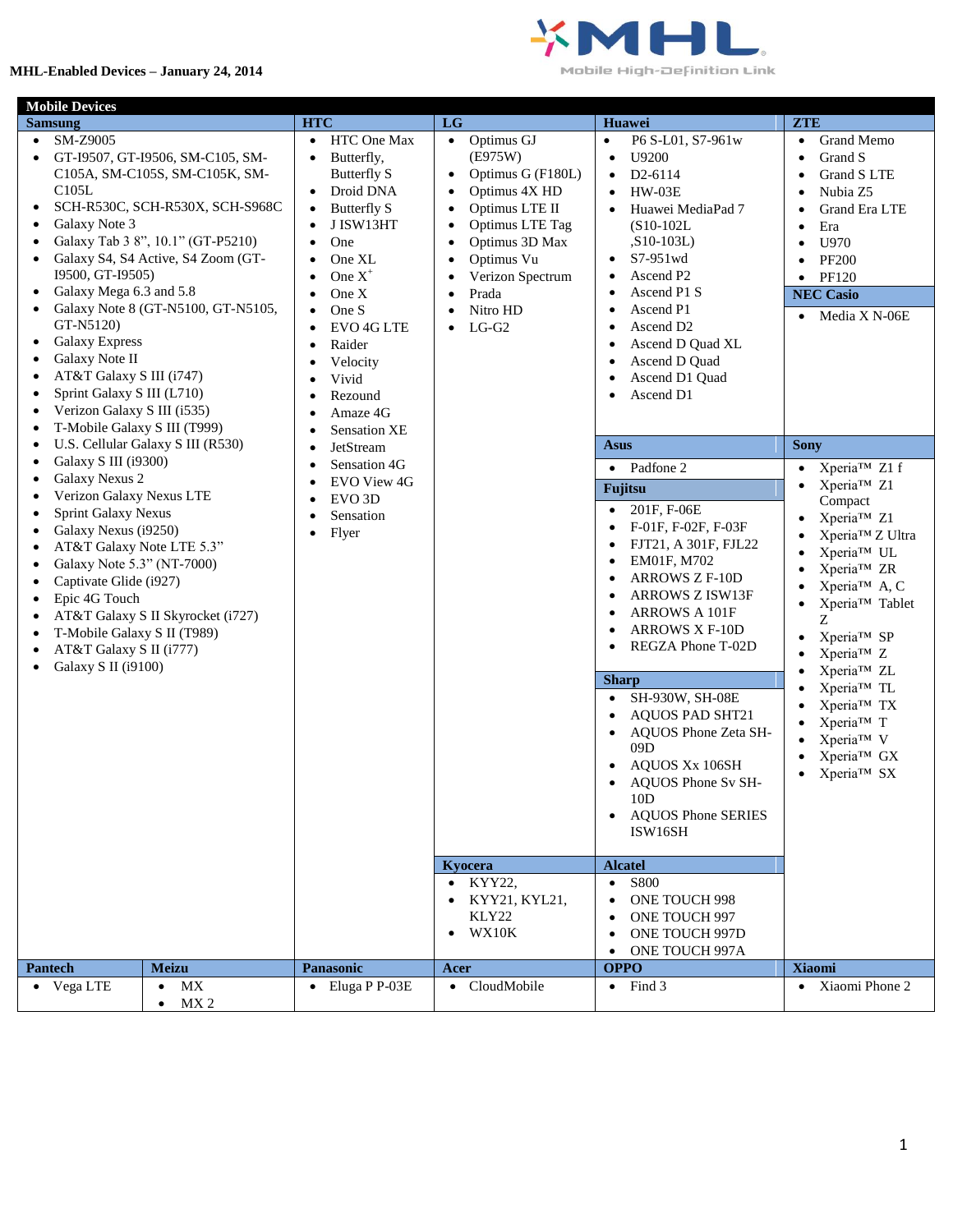**MHL-Enabled Devices – January 24, 2014**

MHL Mobile High-Definition Link

# Mobile Devices

## Samsung

- SM-Z9005
- GT-I9507, GT-I9506, SM-C105, SM-C105A, SM-C105S, SM-C105K, SM-C105L
- SCH-R530C, SCH-R530X, SCH-S968C
- Galaxy Note 3
- Galaxy Tab 3 8", 10.1" (GT-P5210)
- Galaxy S4, S4 Active, S4 Zoom (GT-I9500, GT-I9505)
- Galaxy Mega 6.3 and 5.8
- Galaxy Note 8 (GT-N5100, GT-N5105, GT-N5120)
- Galaxy Express
- Galaxy Note II
- AT&T Galaxy S III (i747)
- Sprint Galaxy S III (L710)
- Verizon Galaxy S III (i535)
- T-Mobile Galaxy S III (T999)
- U.S. Cellular Galaxy S III (R530)
- Galaxy S III (i9300)
- Galaxy Nexus 2
- Verizon Galaxy Nexus LTE
- Sprint Galaxy Nexus
- Galaxy Nexus (i9250)
- AT&T Galaxy Note LTE 5.3"
- Galaxy Note 5.3" (NT-7000)
- Captivate Glide (i927)
- Epic 4G Touch
- AT&T Galaxy S II Skyrocket (i727)
- T-Mobile Galaxy S II (T989)
- AT&T Galaxy S II (i777)
- Galaxy S II (i9100)

## HTC

- HTC One Max
- Butterfly, Butterfly S
- Droid DNA
- Butterfly S
- J ISW13HT
- One
- One XL
- One X+
- One X
- One S
- EVO 4G LTE
- Raider
- Velocity
- Vivid
- Rezound
- Amaze 4G
- Sensation XE
- JetStream
- Sensation 4G
- EVO View 4G
- EVO 3D
- Sensation
- Flyer

## LG

- Optimus GJ (E975W)
- Optimus G (F180L)
- Optimus 4X HD
- Optimus LTE II
- Optimus LTE Tag
- Optimus 3D Max
- Optimus Vu
- Verizon Spectrum
- Prada
- Nitro HD
- LG-G2

## Huawei

- P6 S-L01, S7-961w
- U9200
- D2-6114
- HW-03E
- Huawei MediaPad 7 (S10-102L ,S10-103L)
- S7-951wd
- Ascend P2
- Ascend P1 S
- Ascend P1
- Ascend D2
- Ascend D Quad XL
- Ascend D Quad
- Ascend D1 Quad
- Ascend D1

## ZTE

- Grand Memo
- Grand S
- Grand S LTE
- Nubia Z5
- Grand Era LTE
- Era
- U970
- PF200
- PF120

## NEC Casio

- Media X N-06E

## Asus

- Padfone 2

## Fujitsu

- 201F, F-06E
- F-01F, F-02F, F-03F
- FJT21, A 301F, FJL22
- EM01F, M702
- ARROWS Z F-10D
- ARROWS Z ISW13F
- ARROWS A 101F
- ARROWS X F-10D
- REGZA Phone T-02D

## Sharp

- SH-930W, SH-08E
- AQUOS PAD SHT21
- AQUOS Phone Zeta SH-09D
- AQUOS Xx 106SH
- AQUOS Phone Sv SH-10D
- AQUOS Phone SERIES ISW16SH

## Sony

- Xperia™ Z1 f
- Xperia™ Z1 Compact
- Xperia™ Z1
- Xperia™ Z Ultra
- Xperia™ UL
- Xperia™ ZR
- Xperia™ A, C
- Xperia™ Tablet Z
- Xperia™ SP
- Xperia™ Z
- Xperia™ ZL
- Xperia™ TL
- Xperia™ TX
- Xperia™ T
- Xperia™ V
- Xperia™ GX
- Xperia™ SX

## Kyocera

- KYY22,
- KYY21, KYL21, KLY22
- WX10K

## Alcatel

- S800
- ONE TOUCH 998
- ONE TOUCH 997
- ONE TOUCH 997D
- ONE TOUCH 997A

## Pantech

- Vega LTE

## Meizu

- MX
- MX 2

## Panasonic

- Eluga P P-03E

## Acer

- CloudMobile

## OPPO

- Find 3

## Xiaomi

- Xiaomi Phone 2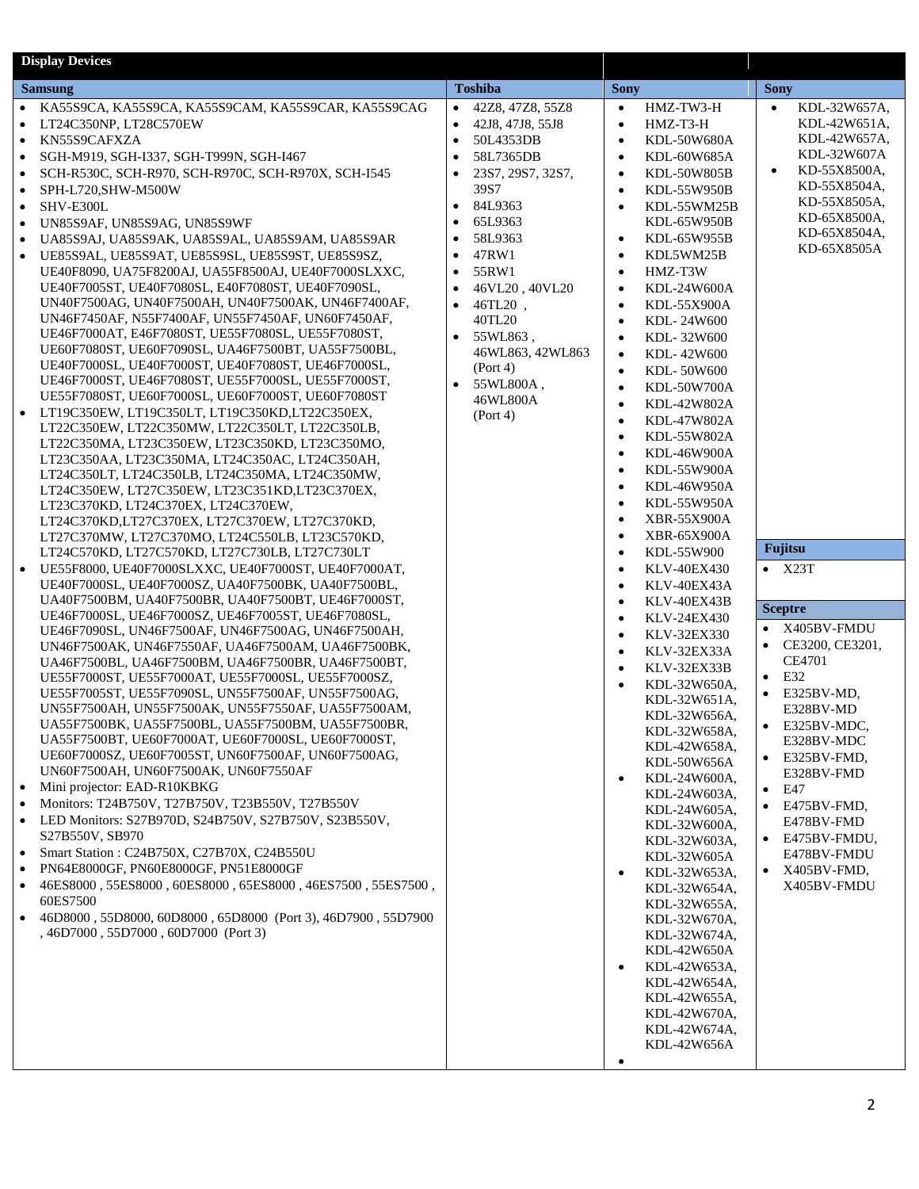## Display Devices

| Samsung | Toshiba | Sony | Sony |
|---|---|---|---|
| • KA55S9CA, KA55S9CA, KA55S9CAM, KA55S9CAR, KA55S9CAG<br>• LT24C350NP, LT28C570EW<br>• KN55S9CAFXZA<br>• SGH-M919, SGH-I337, SGH-T999N, SGH-I467<br>• SCH-R530C, SCH-R970, SCH-R970C, SCH-R970X, SCH-I545<br>• SPH-L720,SHW-M500W<br>• SHV-E300L<br>• UN85S9AF, UN85S9AG, UN85S9WF<br>• UA85S9AJ, UA85S9AK, UA85S9AL, UA85S9AM, UA85S9AR<br>• UE85S9AL, UE85S9AT, UE85S9SL, UE85S9ST, UE85S9SZ, UE40F8090, UA75F8200AJ, UA55F8500AJ, UE40F7000SLXXC, UE40F7005ST, UE40F7080SL, E40F7080ST, UE40F7090SL, UN40F7500AG, UN40F7500AH, UN40F7500AK, UN46F7400AF, UN46F7450AF, N55F7400AF, UN55F7450AF, UN60F7450AF, UE46F7000AT, E46F7080ST, UE55F7080SL, UE55F7080ST, UE60F7080ST, UE60F7090SL, UA46F7500BT, UA55F7500BL, UE40F7000SL, UE40F7000ST, UE40F7080ST, UE46F7000SL, UE46F7000ST, UE46F7080ST, UE55F7000SL, UE55F7000ST, UE55F7080ST, UE60F7000SL, UE60F7000ST, UE60F7080ST<br>• LT19C350EW, LT19C350LT, LT19C350KD,LT22C350EX, LT22C350EW, LT22C350MW, LT22C350LT, LT22C350LB, LT22C350MA, LT23C350EW, LT23C350KD, LT23C350MO, LT23C350AA, LT23C350MA, LT24C350AC, LT24C350AH, LT24C350LT, LT24C350LB, LT24C350MA, LT24C350MW, LT24C350EW, LT27C350EW, LT23C351KD,LT23C370EX, LT23C370KD, LT24C370EX, LT24C370EW, LT24C370KD,LT27C370EX, LT27C370EW, LT27C370KD, LT27C370MW, LT27C370MO, LT24C550LB, LT23C570KD, LT24C570KD, LT27C570KD, LT27C730LB, LT27C730LT<br>• UE55F8000, UE40F7000SLXXC, UE40F7000ST, UE40F7000AT, UE40F7000SL, UE40F7000SZ, UA40F7500BK, UA40F7500BL, UA40F7500BM, UA40F7500BR, UA40F7500BT, UE46F7000ST, UE46F7000SL, UE46F7000SZ, UE46F7005ST, UE46F7080SL, UE46F7090SL, UN46F7500AF, UN46F7500AG, UN46F7500AH, UN46F7500AK, UN46F7550AF, UA46F7500AM, UA46F7500BK, UA46F7500BL, UA46F7500BM, UA46F7500BR, UA46F7500BT, UE55F7000ST, UE55F7000AT, UE55F7000SL, UE55F7000SZ, UE55F7005ST, UE55F7090SL, UN55F7500AF, UN55F7500AG, UN55F7500AH, UN55F7500AK, UN55F7550AF, UA55F7500AM, UA55F7500BK, UA55F7500BL, UA55F7500BM, UA55F7500BR, UA55F7500BT, UE60F7000AT, UE60F7000SL, UE60F7000ST, UE60F7000SZ, UE60F7005ST, UN60F7500AF, UN60F7500AG, UN60F7500AH, UN60F7500AK, UN60F7550AF<br>• Mini projector: EAD-R10KBKG<br>• Monitors: T24B750V, T27B750V, T23B550V, T27B550V<br>• LED Monitors: S27B970D, S24B750V, S27B750V, S23B550V, S27B550V, SB970<br>• Smart Station : C24B750X, C27B70X, C24B550U<br>• PN64E8000GF, PN60E8000GF, PN51E8000GF<br>• 46ES8000 , 55ES8000 , 60ES8000 , 65ES8000 , 46ES7500 , 55ES7500 , 60ES7500<br>• 46D8000 , 55D8000, 60D8000 , 65D8000 (Port 3), 46D7900 , 55D7900 , 46D7000 , 55D7000 , 60D7000 (Port 3) | • 42Z8, 47Z8, 55Z8<br>• 42J8, 47J8, 55J8<br>• 50L4353DB<br>• 58L7365DB<br>• 23S7, 29S7, 32S7, 39S7<br>• 84L9363<br>• 65L9363<br>• 58L9363<br>• 47RW1<br>• 55RW1<br>• 46VL20 , 40VL20<br>• 46TL20 , 40TL20<br>• 55WL863 , 46WL863, 42WL863 (Port 4)<br>• 55WL800A , 46WL800A (Port 4) | • HMZ-TW3-H<br>• HMZ-T3-H<br>• KDL-50W680A<br>• KDL-60W685A<br>• KDL-50W805B<br>• KDL-55W950B<br>• KDL-55WM25B KDL-65W950B<br>• KDL-65W955B<br>• KDL5WM25B<br>• HMZ-T3W<br>• KDL-24W600A<br>• KDL-55X900A<br>• KDL- 24W600<br>• KDL- 32W600<br>• KDL- 42W600<br>• KDL- 50W600<br>• KDL-50W700A<br>• KDL-42W802A<br>• KDL-47W802A<br>• KDL-55W802A<br>• KDL-46W900A<br>• KDL-55W900A<br>• KDL-46W950A<br>• KDL-55W950A<br>• XBR-55X900A<br>• XBR-65X900A<br>• KDL-55W900<br>• KLV-40EX430<br>• KLV-40EX43A<br>• KLV-40EX43B<br>• KLV-24EX430<br>• KLV-32EX330<br>• KLV-32EX33A<br>• KLV-32EX33B<br>• KDL-32W650A, KDL-32W651A, KDL-32W656A, KDL-32W658A, KDL-42W658A, KDL-50W656A<br>• KDL-24W600A, KDL-24W603A, KDL-24W605A, KDL-32W600A, KDL-32W603A, KDL-32W605A<br>• KDL-32W653A, KDL-32W654A, KDL-32W655A, KDL-32W670A, KDL-32W674A, KDL-42W650A<br>• KDL-42W653A, KDL-42W654A, KDL-42W655A, KDL-42W670A, KDL-42W674A, KDL-42W656A<br>• | • KDL-32W657A, KDL-42W651A, KDL-42W657A, KDL-32W607A<br>• KD-55X8500A, KD-55X8504A, KD-55X8505A, KD-65X8500A, KD-65X8504A, KD-65X8505A<br><br>**Fujitsu**<br>• X23T<br><br>**Sceptre**<br>• X405BV-FMDU<br>• CE3200, CE3201, CE4701<br>• E32<br>• E325BV-MD, E328BV-MD<br>• E325BV-MDC, E328BV-MDC<br>• E325BV-FMD, E328BV-FMD<br>• E47<br>• E475BV-FMD, E478BV-FMD<br>• E475BV-FMDU, E478BV-FMDU<br>• X405BV-FMD, X405BV-FMDU |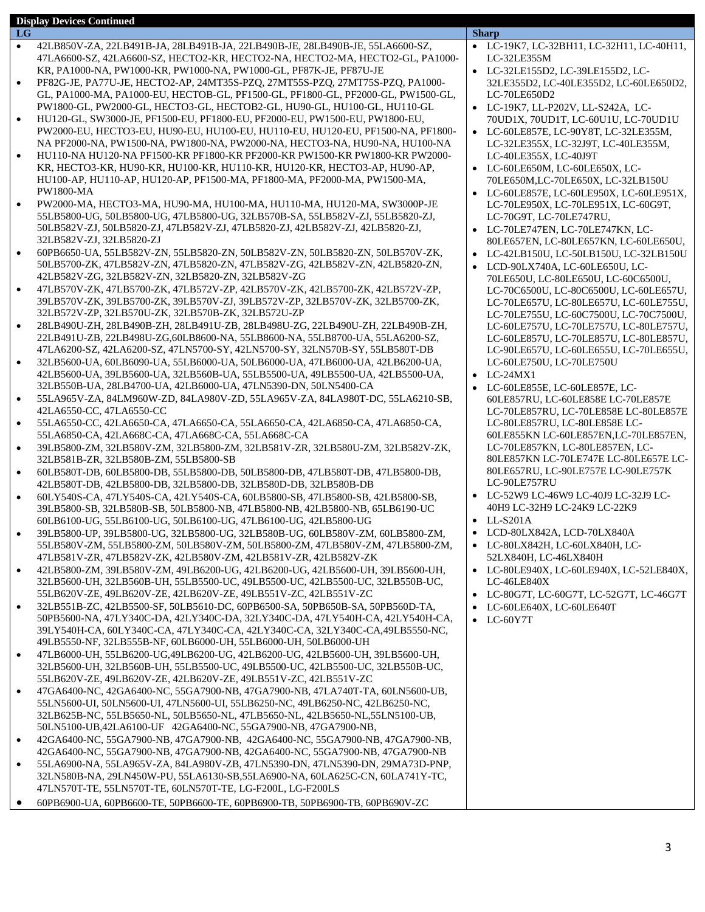**Display Devices Continued**

| LG | Sharp |
| --- | --- |
| • 42LB850V-ZA, 22LB491B-JA, 28LB491B-JA, 22LB490B-JE, 28LB490B-JE, 55LA6600-SZ, 47LA6600-SZ, 42LA6600-SZ, HECTO2-KR, HECTO2-NA, HECTO2-MA, HECTO2-GL, PA1000-KR, PA1000-NA, PW1000-KR, PW1000-NA, PW1000-GL, PF87K-JE, PF87U-JE<br>• PF82G-JE, PA77U-JE, HECTO2-AP, 24MT35S-PZQ, 27MT55S-PZQ, 27MT55S-PZQ, PA1000-GL, PA1000-MA, PA1000-EU, HECTOB-GL, PF1500-GL, PF1800-GL, PF2000-GL, PW1500-GL, PW1800-GL, PW2000-GL, HECTO3-GL, HECTOB2-GL, HU90-GL, HU100-GL, HU110-GL<br>• HU120-GL, SW3000-JE, PF1500-EU, PF1800-EU, PF2000-EU, PW1500-EU, PW1800-EU, PW2000-EU, HECTO3-EU, HU90-EU, HU100-EU, HU110-EU, HU120-EU, PF1500-NA, PF1800-NA PF2000-NA, PW1500-NA, PW1800-NA, PW2000-NA, HECTO3-NA, HU90-NA, HU100-NA<br>• HU110-NA HU120-NA PF1500-KR PF1800-KR PF2000-KR PW1500-KR PW1800-KR PW2000-KR, HECTO3-KR, HU90-KR, HU100-KR, HU110-KR, HU120-KR, HECTO3-AP, HU90-AP, HU100-AP, HU110-AP, HU120-AP, PF1500-MA, PF1800-MA, PF2000-MA, PW1500-MA, PW1800-MA<br>• PW2000-MA, HECTO3-MA, HU90-MA, HU100-MA, HU110-MA, HU120-MA, SW3000P-JE 55LB5800-UG, 50LB5800-UG, 47LB5800-UG, 32LB570B-SA, 55LB582V-ZJ, 55LB5820-ZJ, 50LB582V-ZJ, 50LB5820-ZJ, 47LB582V-ZJ, 47LB5820-ZJ, 42LB582V-ZJ, 42LB5820-ZJ, 32LB582V-ZJ, 32LB5820-ZJ<br>• 60PB6650-UA, 55LB582V-ZN, 55LB5820-ZN, 50LB582V-ZN, 50LB5820-ZN, 50LB570V-ZK, 50LB5700-ZK, 47LB582V-ZN, 47LB5820-ZN, 47LB582V-ZG, 42LB582V-ZN, 42LB5820-ZN, 42LB582V-ZG, 32LB582V-ZN, 32LB5820-ZN, 32LB582V-ZG<br>• 47LB570V-ZK, 47LB5700-ZK, 47LB572V-ZP, 42LB570V-ZK, 42LB5700-ZK, 42LB572V-ZP, 39LB570V-ZK, 39LB5700-ZK, 39LB570V-ZJ, 39LB572V-ZP, 32LB570V-ZK, 32LB5700-ZK, 32LB572V-ZP, 32LB570U-ZK, 32LB570B-ZK, 32LB572U-ZP<br>• 28LB490U-ZH, 28LB490B-ZH, 28LB491U-ZB, 28LB498U-ZG, 22LB490U-ZH, 22LB490B-ZH, 22LB491U-ZB, 22LB498U-ZG,60LB8600-NA, 55LB8600-NA, 55LB8700-UA, 55LA6200-SZ, 47LA6200-SZ, 42LA6200-SZ, 47LN5700-SY, 42LN5700-SY, 32LN570B-SY, 55LB580T-DB<br>• 32LB5600-UA, 60LB6090-UA, 55LB6000-UA, 50LB6000-UA, 47LB6000-UA, 42LB6200-UA, 42LB5600-UA, 39LB5600-UA, 32LB560B-UA, 55LB5500-UA, 49LB5500-UA, 42LB5500-UA, 32LB550B-UA, 28LB4700-UA, 42LB6000-UA, 47LN5390-DN, 50LN5400-CA<br>• 55LA965V-ZA, 84LM960W-ZD, 84LA980V-ZD, 55LA965V-ZA, 84LA980T-DC, 55LA6210-SB, 42LA6550-CC, 47LA6550-CC<br>• 55LA6550-CC, 42LA6650-CA, 47LA6650-CA, 55LA6650-CA, 42LA6850-CA, 47LA6850-CA, 55LA6850-CA, 42LA668C-CA, 47LA668C-CA, 55LA668C-CA<br>• 39LB5800-ZM, 32LB580V-ZM, 32LB5800-ZM, 32LB581V-ZR, 32LB580U-ZM, 32LB582V-ZK, 32LB581B-ZR, 32LB580B-ZM, 55LB5800-SB<br>• 60LB580T-DB, 60LB5800-DB, 55LB5800-DB, 50LB5800-DB, 47LB580T-DB, 47LB5800-DB, 42LB580T-DB, 42LB5800-DB, 32LB5800-DB, 32LB580D-DB, 32LB580B-DB<br>• 60LY540S-CA, 47LY540S-CA, 42LY540S-CA, 60LB5800-SB, 47LB5800-SB, 42LB5800-SB, 39LB5800-SB, 32LB580B-SB, 50LB5800-NB, 47LB5800-NB, 42LB5800-NB, 65LB6190-UC 60LB6100-UG, 55LB6100-UG, 50LB6100-UG, 47LB6100-UG, 42LB5800-UG<br>• 39LB5800-UP, 39LB5800-UG, 32LB5800-UG, 32LB580B-UG, 60LB580V-ZM, 60LB5800-ZM, 55LB580V-ZM, 55LB5800-ZM, 50LB580V-ZM, 50LB5800-ZM, 47LB580V-ZM, 47LB5800-ZM, 47LB581V-ZR, 47LB582V-ZK, 42LB580V-ZM, 42LB581V-ZR, 42LB582V-ZK<br>• 42LB5800-ZM, 39LB580V-ZM, 49LB6200-UG, 42LB6200-UG, 42LB5600-UH, 39LB5600-UH, 32LB5600-UH, 32LB560B-UH, 55LB5500-UC, 49LB5500-UC, 42LB5500-UC, 32LB550B-UC, 55LB620V-ZE, 49LB620V-ZE, 42LB620V-ZE, 49LB551V-ZC, 42LB551V-ZC<br>• 32LB551B-ZC, 42LB5500-SF, 50LB5610-DC, 60PB6500-SA, 50PB650B-SA, 50PB560D-TA, 50PB5600-NA, 47LY340C-DA, 42LY340C-DA, 32LY340C-DA, 47LY540H-CA, 42LY540H-CA, 39LY540H-CA, 60LY340C-CA, 47LY340C-CA, 42LY340C-CA, 32LY340C-CA,49LB5550-NC, 49LB5550-NF, 32LB555B-NF, 60LB6000-UH, 55LB6000-UH, 50LB6000-UH<br>• 47LB6000-UH, 55LB6200-UG,49LB6200-UG, 42LB6200-UG, 42LB5600-UH, 39LB5600-UH, 32LB5600-UH, 32LB560B-UH, 55LB5500-UC, 49LB5500-UC, 42LB5500-UC, 32LB550B-UC, 55LB620V-ZE, 49LB620V-ZE, 42LB620V-ZE, 49LB551V-ZC, 42LB551V-ZC<br>• 47GA6400-NC, 42GA6400-NC, 55GA7900-NB, 47GA7900-NB, 47LA740T-TA, 60LN5600-UB, 55LN5600-UI, 50LN5600-UI, 47LN5600-UI, 55LB6250-NC, 49LB6250-NC, 42LB6250-NC, 32LB625B-NC, 55LB5650-NL, 50LB5650-NL, 47LB5650-NL, 42LB5650-NL,55LN5100-UB, 50LN5100-UB,42LA6100-UF 42GA6400-NC, 55GA7900-NB, 47GA7900-NB,<br>• 42GA6400-NC, 55GA7900-NB, 47GA7900-NB, 42GA6400-NC, 55GA7900-NB, 47GA7900-NB, 42GA6400-NC, 55GA7900-NB, 47GA7900-NB, 42GA6400-NC, 55GA7900-NB, 47GA7900-NB<br>• 55LA6900-NA, 55LA965V-ZA, 84LA980V-ZB, 47LN5390-DN, 47LN5390-DN, 29MA73D-PNP, 32LN580B-NA, 29LN450W-PU, 55LA6130-SB,55LA6900-NA, 60LA625C-CN, 60LA741Y-TC, 47LN570T-TE, 55LN570T-TE, 60LN570T-TE, LG-F200L, LG-F200LS<br>• 60PB6900-UA, 60PB6600-TE, 50PB6600-TE, 60PB6900-TB, 50PB6900-TB, 60PB690V-ZC | • LC-19K7, LC-32BH11, LC-32H11, LC-40H11, LC-32LE355M<br>• LC-32LE155D2, LC-39LE155D2, LC-32LE355D2, LC-40LE355D2, LC-60LE650D2, LC-70LE650D2<br>• LC-19K7, LL-P202V, LL-S242A, LC-70UD1X, 70UD1T, LC-60U1U, LC-70UD1U<br>• LC-60LE857E, LC-90Y8T, LC-32LE355M, LC-32LE355X, LC-32J9T, LC-40LE355M, LC-40LE355X, LC-40J9T<br>• LC-60LE650M, LC-60LE650X, LC-70LE650M,LC-70LE650X, LC-32LB150U<br>• LC-60LE857E, LC-60LE950X, LC-60LE951X, LC-70LE950X, LC-70LE951X, LC-60G9T, LC-70G9T, LC-70LE747RU,<br>• LC-70LE747EN, LC-70LE747KN, LC-80LE657EN, LC-80LE657KN, LC-60LE650U,<br>• LC-42LB150U, LC-50LB150U, LC-32LB150U<br>• LCD-90LX740A, LC-60LE650U, LC-70LE650U, LC-80LE650U, LC-60C6500U, LC-70C6500U, LC-80C6500U, LC-60LE657U, LC-70LE657U, LC-80LE657U, LC-60LE755U, LC-70LE755U, LC-60C7500U, LC-70C7500U, LC-60LE757U, LC-70LE757U, LC-80LE757U, LC-60LE857U, LC-70LE857U, LC-80LE857U, LC-90LE657U, LC-60LE655U, LC-70LE655U, LC-60LE750U, LC-70LE750U<br>• LC-24MX1<br>• LC-60LE855E, LC-60LE857E, LC-60LE857RU, LC-60LE858E LC-70LE857E LC-70LE857RU, LC-70LE858E LC-80LE857E LC-80LE857RU, LC-80LE858E LC-60LE855KN LC-60LE857EN,LC-70LE857EN, LC-70LE857KN, LC-80LE857EN, LC-80LE857KN LC-70LE747E LC-80LE657E LC-80LE657RU, LC-90LE757E LC-90LE757K LC-90LE757RU<br>• LC-52W9 LC-46W9 LC-40J9 LC-32J9 LC-40H9 LC-32H9 LC-24K9 LC-22K9<br>• LL-S201A<br>• LCD-80LX842A, LCD-70LX840A<br>• LC-80LX842H, LC-60LX840H, LC-52LX840H, LC-46LX840H<br>• LC-80LE940X, LC-60LE940X, LC-52LE840X, LC-46LE840X<br>• LC-80G7T, LC-60G7T, LC-52G7T, LC-46G7T<br>• LC-60LE640X, LC-60LE640T<br>• LC-60Y7T |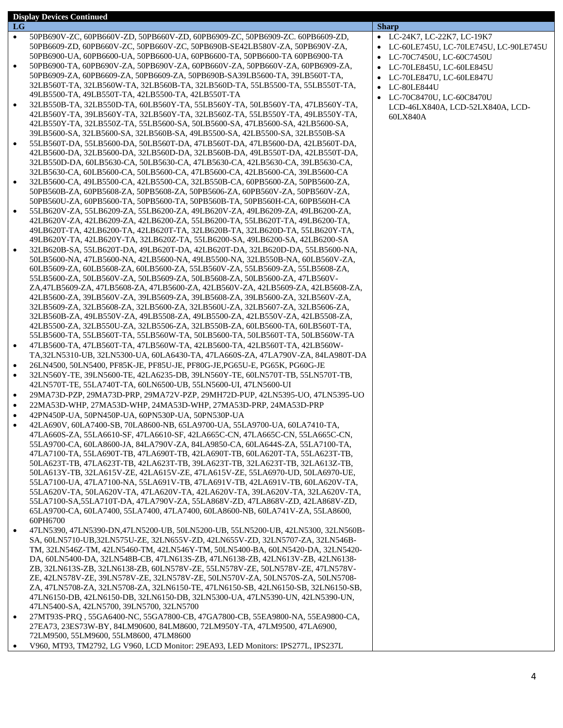**Display Devices Continued**

| LG | Sharp |
|---|---|
| • 50PB690V-ZC, 60PB660V-ZD, 50PB660V-ZD, 60PB6909-ZC, 50PB6909-ZC. 60PB6609-ZD, 50PB6609-ZD, 60PB660V-ZC, 50PB660V-ZC, 50PB690B-SE42LB580V-ZA, 50PB690V-ZA, 50PB6900-UA, 60PB6600-UA, 50PB6600-UA, 60PB6600-TA, 50PB6600-TA 60PB6900-TA<br>• 50PB6900-TA, 60PB690V-ZA, 50PB690V-ZA, 60PB660V-ZA, 50PB660V-ZA, 60PB6909-ZA, 50PB6909-ZA, 60PB6609-ZA, 50PB6609-ZA, 50PB690B-SA39LB5600-TA, 39LB560T-TA, 32LB560T-TA, 32LB560W-TA, 32LB560B-TA, 32LB560D-TA, 55LB5500-TA, 55LB550T-TA, 49LB5500-TA, 49LB550T-TA, 42LB5500-TA, 42LB550T-TA<br>• 32LB550B-TA, 32LB550D-TA, 60LB560Y-TA, 55LB560Y-TA, 50LB560Y-TA, 47LB560Y-TA, 42LB560Y-TA, 39LB560Y-TA, 32LB560Y-TA, 32LB560Z-TA, 55LB550Y-TA, 49LB550Y-TA, 42LB550Y-TA, 32LB550Z-TA, 55LB5600-SA, 50LB5600-SA, 47LB5600-SA, 42LB5600-SA, 39LB5600-SA, 32LB5600-SA, 32LB560B-SA, 49LB5500-SA, 42LB5500-SA, 32LB550B-SA<br>• 55LB560T-DA, 55LB5600-DA, 50LB560T-DA, 47LB560T-DA, 47LB5600-DA, 42LB560T-DA, 42LB5600-DA, 32LB5600-DA, 32LB560D-DA, 32LB560B-DA, 49LB550T-DA, 42LB550T-DA, 32LB550D-DA, 60LB5630-CA, 50LB5630-CA, 47LB5630-CA, 42LB5630-CA, 39LB5630-CA, 32LB5630-CA, 60LB5600-CA, 50LB5600-CA, 47LB5600-CA, 42LB5600-CA, 39LB5600-CA<br>• 32LB5600-CA, 49LB5500-CA, 42LB5500-CA, 32LB550B-CA, 60PB5600-ZA, 50PB5600-ZA, 50PB560B-ZA, 60PB5608-ZA, 50PB5608-ZA, 50PB5606-ZA, 60PB560V-ZA, 50PB560V-ZA, 50PB560U-ZA, 60PB5600-TA, 50PB5600-TA, 50PB560B-TA, 50PB560H-CA, 60PB560H-CA<br>• 55LB620V-ZA, 55LB6209-ZA, 55LB6200-ZA, 49LB620V-ZA, 49LB6209-ZA, 49LB6200-ZA, 42LB620V-ZA, 42LB6209-ZA, 42LB6200-ZA, 55LB6200-TA, 55LB620T-TA, 49LB6200-TA, 49LB620T-TA, 42LB6200-TA, 42LB620T-TA, 32LB620B-TA, 32LB620D-TA, 55LB620Y-TA, 49LB620Y-TA, 42LB620Y-TA, 32LB620Z-TA, 55LB6200-SA, 49LB6200-SA, 42LB6200-SA<br>• 32LB620B-SA, 55LB620T-DA, 49LB620T-DA, 42LB620T-DA, 32LB620D-DA, 55LB5600-NA, 50LB5600-NA, 47LB5600-NA, 42LB5600-NA, 49LB5500-NA, 32LB550B-NA, 60LB560V-ZA, 60LB5609-ZA, 60LB5608-ZA, 60LB5600-ZA, 55LB560V-ZA, 55LB5609-ZA, 55LB5608-ZA, 55LB5600-ZA, 50LB560V-ZA, 50LB5609-ZA, 50LB5608-ZA, 50LB5600-ZA, 47LB560V-ZA,47LB5609-ZA, 47LB5608-ZA, 47LB5600-ZA, 42LB560V-ZA, 42LB5609-ZA, 42LB5608-ZA, 42LB5600-ZA, 39LB560V-ZA, 39LB5609-ZA, 39LB5608-ZA, 39LB5600-ZA, 32LB560V-ZA, 32LB5609-ZA, 32LB5608-ZA, 32LB5600-ZA, 32LB560U-ZA, 32LB5607-ZA, 32LB5606-ZA, 32LB560B-ZA, 49LB550V-ZA, 49LB5508-ZA, 49LB5500-ZA, 42LB550V-ZA, 42LB5508-ZA, 42LB5500-ZA, 32LB550U-ZA, 32LB5506-ZA, 32LB550B-ZA, 60LB5600-TA, 60LB560T-TA, 55LB5600-TA, 55LB560T-TA, 55LB560W-TA, 50LB5600-TA, 50LB560T-TA, 50LB560W-TA<br>• 47LB5600-TA, 47LB560T-TA, 47LB560W-TA, 42LB5600-TA, 42LB560T-TA, 42LB560W-TA,32LN5310-UB, 32LN5300-UA, 60LA6430-TA, 47LA660S-ZA, 47LA790V-ZA, 84LA980T-DA<br>• 26LN4500, 50LN5400, PF85K-JE, PF85U-JE, PF80G-JE,PG65U-E, PG65K, PG60G-JE<br>• 32LN560Y-TE, 39LN5600-TE, 42LA6235-DB, 39LN560Y-TE, 60LN570T-TB, 55LN570T-TB, 42LN570T-TE, 55LA740T-TA, 60LN6500-UB, 55LN5600-UI, 47LN5600-UI<br>• 29MA73D-PZP, 29MA73D-PRP, 29MA72V-PZP, 29MH72D-PUP, 42LN5395-UO, 47LN5395-UO<br>• 22MA53D-WHP, 27MA53D-WHP, 24MA53D-WHP, 27MA53D-PRP, 24MA53D-PRP<br>• 42PN450P-UA, 50PN450P-UA, 60PN530P-UA, 50PN530P-UA<br>• 42LA690V, 60LA7400-SB, 70LA8600-NB, 65LA9700-UA, 55LA9700-UA, 60LA7410-TA, 47LA660S-ZA, 55LA6610-SF, 47LA6610-SF, 42LA665C-CN, 47LA665C-CN, 55LA665C-CN, 55LA9700-CA, 60LA8600-JA, 84LA790V-ZA, 84LA9850-CA, 60LA644S-ZA, 55LA7100-TA, 47LA7100-TA, 55LA690T-TB, 47LA690T-TB, 42LA690T-TB, 60LA620T-TA, 55LA623T-TB, 50LA623T-TB, 47LA623T-TB, 42LA623T-TB, 39LA623T-TB, 32LA623T-TB, 32LA613Z-TB, 50LA613Y-TB, 32LA615V-ZE, 42LA615V-ZE, 47LA615V-ZE, 55LA6970-UD, 50LA6970-UE, 55LA7100-UA, 47LA7100-NA, 55LA691V-TB, 47LA691V-TB, 42LA691V-TB, 60LA620V-TA, 55LA620V-TA, 50LA620V-TA, 47LA620V-TA, 42LA620V-TA, 39LA620V-TA, 32LA620V-TA, 55LA7100-SA,55LA710T-DA, 47LA790V-ZA, 55LA868V-ZD, 47LA868V-ZD, 42LA868V-ZD, 65LA9700-CA, 60LA7400, 55LA7400, 47LA7400, 60LA8600-NB, 60LA741V-ZA, 55LA8600, 60PH6700<br>• 47LN5390, 47LN5390-DN,47LN5200-UB, 50LN5200-UB, 55LN5200-UB, 42LN5300, 32LN560B-SA, 60LN5710-UB,32LN575U-ZE, 32LN655V-ZD, 42LN655V-ZD, 32LN5707-ZA, 32LN546B-TM, 32LN546Z-TM, 42LN5460-TM, 42LN546Y-TM, 50LN5400-BA, 60LN5420-DA, 32LN5420-DA, 60LN5400-DA, 32LN548B-CB, 47LN613S-ZB, 47LN6138-ZB, 42LN613V-ZB, 42LN6138-ZB, 32LN613S-ZB, 32LN6138-ZB, 60LN578V-ZE, 55LN578V-ZE, 50LN578V-ZE, 47LN578V-ZE, 42LN578V-ZE, 39LN578V-ZE, 32LN578V-ZE, 50LN570V-ZA, 50LN570S-ZA, 50LN5708-ZA, 47LN5708-ZA, 32LN5708-ZA, 32LN6150-TE, 47LN6150-SB, 42LN6150-SB, 32LN6150-SB, 47LN6150-DB, 42LN6150-DB, 32LN6150-DB, 32LN5300-UA, 47LN5390-UN, 42LN5390-UN, 47LN5400-SA, 42LN5700, 39LN5700, 32LN5700<br>• 27MT93S-PRQ , 55GA6400-NC, 55GA7800-CB, 47GA7800-CB, 55EA9800-NA, 55EA9800-CA, 27EA73, 23ES73W-BY, 84LM90600, 84LM8600, 72LM950Y-TA, 47LM9500, 47LA6900, 72LM9500, 55LM9600, 55LM8600, 47LM8600<br>• V960, MT93, TM2792, LG V960, LCD Monitor: 29EA93, LED Monitors: IPS277L, IPS237L | • LC-24K7, LC-22K7, LC-19K7<br>• LC-60LE745U, LC-70LE745U, LC-90LE745U<br>• LC-70C7450U, LC-60C7450U<br>• LC-70LE845U, LC-60LE845U<br>• LC-70LE847U, LC-60LE847U<br>• LC-80LE844U<br>• LC-70C8470U, LC-60C8470U LCD-46LX840A, LCD-52LX840A, LCD-60LX840A |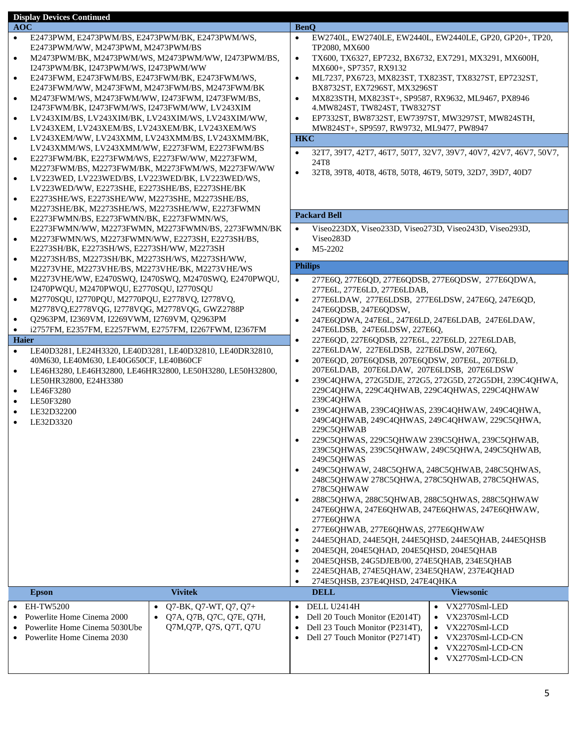## Display Devices Continued

### AOC

- E2473PWM, E2473PWM/BS, E2473PWM/BK, E2473PWM/WS, E2473PWM/WW, M2473PWM, M2473PWM/BS
- M2473PWM/BK, M2473PWM/WS, M2473PWM/WW, I2473PWM/BS, I2473PWM/BK, I2473PWM/WS, I2473PWM/WW
- E2473FWM, E2473FWM/BS, E2473FWM/BK, E2473FWM/WS, E2473FWM/WW, M2473FWM, M2473FWM/BS, M2473FWM/BK
- M2473FWM/WS, M2473FWM/WW, I2473FWM, I2473FWM/BS, I2473FWM/BK, I2473FWM/WS, I2473FWM/WW, LV243XIM
- LV243XIM/BS, LV243XIM/BK, LV243XIM/WS, LV243XIM/WW, LV243XEM, LV243XEM/BS, LV243XEM/BK, LV243XEM/WS
- LV243XEM/WW, LV243XMM, LV243XMM/BS, LV243XMM/BK, LV243XMM/WS, LV243XMM/WW, E2273FWM, E2273FWM/BS
- E2273FWM/BK, E2273FWM/WS, E2273FW/WW, M2273FWM, M2273FWM/BS, M2273FWM/BK, M2273FWM/WS, M2273FW/WW
- LV223WED, LV223WED/BS, LV223WED/BK, LV223WED/WS, LV223WED/WW, E2273SHE, E2273SHE/BS, E2273SHE/BK
- E2273SHE/WS, E2273SHE/WW, M2273SHE, M2273SHE/BS, M2273SHE/BK, M2273SHE/WS, M2273SHE/WW, E2273FWMN
- E2273FWMN/BS, E2273FWMN/BK, E2273FWMN/WS, E2273FWMN/WW, M2273FWMN, M2273FWMN/BS, 2273FWMN/BK
- M2273FWMN/WS, M2273FWMN/WW, E2273SH, E2273SH/BS, E2273SH/BK, E2273SH/WS, E2273SH/WW, M2273SH
- M2273SH/BS, M2273SH/BK, M2273SH/WS, M2273SH/WW, M2273VHE, M2273VHE/BS, M2273VHE/BK, M2273VHE/WS
- M2273VHE/WW, E2470SWQ, I2470SWQ, M2470SWQ, E2470PWQU, I2470PWQU, M2470PWQU, E2770SQU, I2770SQU
- M2770SQU, I2770PQU, M2770PQU, E2778VQ, I2778VQ, M2778VQ,E2778VQG, I2778VQG, M2778VQG, GWZ2788P
- Q2963PM, I2369VM, I2269VWM, I2769VM, Q2963PM
- i2757FM, E2357FM, E2257FWM, E2757FM, I2267FWM, I2367FM

### Haier

- LE40D3281, LE24H3320, LE40D3281, LE40D32810, LE40DR32810, 40M630, LE40M630, LE40G650CF, LE40B60CF
- LE46H3280, LE46H32800, LE46HR32800, LE50H3280, LE50H32800, LE50HR32800, E24H3380
- LE46F3280
- LE50F3280
- LE32D32200
- LE32D3320

### BenQ

- EW2740L, EW2740LE, EW2440L, EW2440LE, GP20, GP20+, TP20, TP2080, MX600
- TX600, TX6327, EP7232, BX6732, EX7291, MX3291, MX600H, MX600+, SP7357, RX9132
- ML7237, PX6723, MX823ST, TX823ST, TX8327ST, EP7232ST, BX8732ST, EX7296ST, MX3296ST
- MX823STH, MX823ST+, SP9587, RX9632, ML9467, PX8946 4.MW824ST, TW824ST, TW8327ST
- EP7332ST, BW8732ST, EW7397ST, MW3297ST, MW824STH, MW824ST+, SP9597, RW9732, ML9477, PW8947

### HKC

- 32T7, 39T7, 42T7, 46T7, 50T7, 32V7, 39V7, 40V7, 42V7, 46V7, 50V7, 24T8
- 32T8, 39T8, 40T8, 46T8, 50T8, 46T9, 50T9, 32D7, 39D7, 40D7

### Packard Bell

- Viseo223DX, Viseo233D, Viseo273D, Viseo243D, Viseo293D, Viseo283D
- M5-2202

### Philips

- 277E6Q, 277E6QD, 277E6QDSB, 277E6QDSW, 277E6QDWA, 277E6L, 277E6LD, 277E6LDAB,
- 277E6LDAW, 277E6LDSB, 277E6LDSW, 247E6Q, 247E6QD, 247E6QDSB, 247E6QDSW,
- 247E6QDWA, 247E6L, 247E6LD, 247E6LDAB, 247E6LDAW, 247E6LDSB, 247E6LDSW, 227E6Q,
- 227E6QD, 227E6QDSB, 227E6L, 227E6LD, 227E6LDAB, 227E6LDAW, 227E6LDSB, 227E6LDSW, 207E6Q,
- 207E6QD, 207E6QDSB, 207E6QDSW, 207E6L, 207E6LD, 207E6LDAB, 207E6LDAW, 207E6LDSB, 207E6LDSW
- 239C4QHWA, 272G5DJE, 272G5, 272G5D, 272G5DH, 239C4QHWA, 229C4QHWA, 229C4QHWAB, 229C4QHWAS, 229C4QHWAW 239C4QHWA
- 239C4QHWAB, 239C4QHWAS, 239C4QHWAW, 249C4QHWA, 249C4QHWAB, 249C4QHWAS, 249C4QHWAW, 229C5QHWA, 229C5QHWAB
- 229C5QHWAS, 229C5QHWAW 239C5QHWA, 239C5QHWAB, 239C5QHWAS, 239C5QHWAW, 249C5QHWA, 249C5QHWAB, 249C5QHWAS
- 249C5QHWAW, 248C5QHWA, 248C5QHWAB, 248C5QHWAS, 248C5QHWAW 278C5QHWA, 278C5QHWAB, 278C5QHWAS, 278C5QHWAW
- 288C5QHWA, 288C5QHWAB, 288C5QHWAS, 288C5QHWAW 247E6QHWA, 247E6QHWAB, 247E6QHWAS, 247E6QHWAW, 277E6QHWA
- 277E6QHWAB, 277E6QHWAS, 277E6QHWAW
- 244E5QHAD, 244E5QH, 244E5QHSD, 244E5QHAB, 244E5QHSB
- 204E5QH, 204E5QHAD, 204E5QHSD, 204E5QHAB
- 204E5QHSB, 24G5DJEB/00, 274E5QHAB, 234E5QHAB
- 224E5QHAB, 274E5QHAW, 234E5QHAW, 237E4QHAD
- 274E5QHSB, 237E4QHSD, 247E4QHKA

### Epson

- EH-TW5200
- Powerlite Home Cinema 2000
- Powerlite Home Cinema 5030Ube
- Powerlite Home Cinema 2030

### Vivitek

- Q7-BK, Q7-WT, Q7, Q7+
- Q7A, Q7B, Q7C, Q7E, Q7H, Q7M,Q7P, Q7S, Q7T, Q7U

### DELL

- DELL U2414H
- Dell 20 Touch Monitor (E2014T)
- Dell 23 Touch Monitor (P2314T),
- Dell 27 Touch Monitor (P2714T)

### Viewsonic

- VX2770Sml-LED
- VX2370Sml-LCD
- VX2270Sml-LCD
- VX2370Sml-LCD-CN
- VX2270Sml-LCD-CN
- VX2770Sml-LCD-CN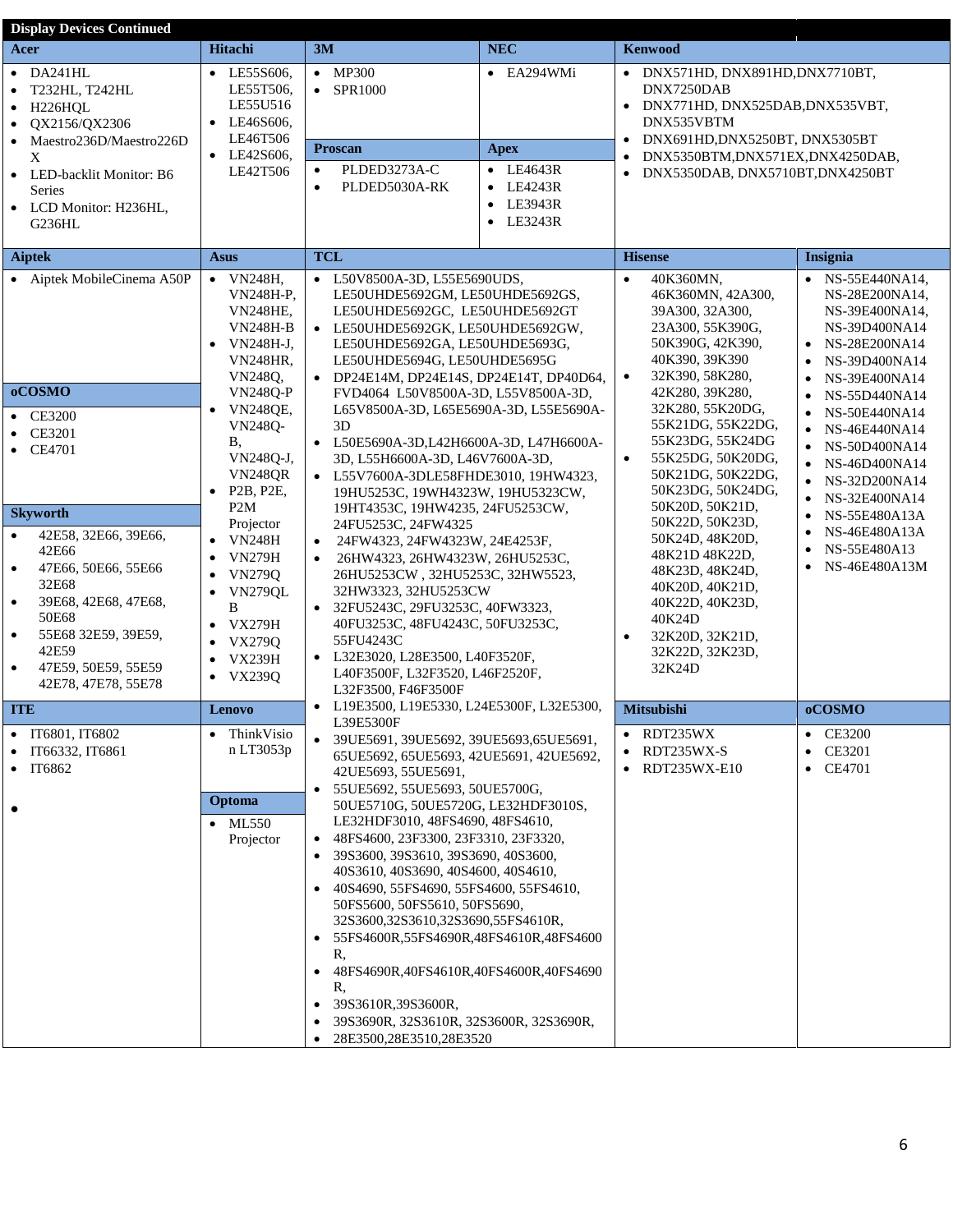## Display Devices Continued

### Acer

- DA241HL
- T232HL, T242HL
- H226HQL
- QX2156/QX2306
- Maestro236D/Maestro226DX
- LED-backlit Monitor: B6 Series
- LCD Monitor: H236HL, G236HL

### Hitachi

- LE55S606, LE55T506, LE55U516
- LE46S606, LE46T506
- LE42S606, LE42T506

### 3M

- MP300
- SPR1000

### NEC

- EA294WMi

### Proscan

- PLDED3273A-C
- PLDED5030A-RK

### Apex

- LE4643R
- LE4243R
- LE3943R
- LE3243R

### Kenwood

- DNX571HD, DNX891HD,DNX7710BT, DNX7250DAB
- DNX771HD, DNX525DAB,DNX535VBT, DNX535VBTM
- DNX691HD,DNX5250BT, DNX5305BT
- DNX5350BTM,DNX571EX,DNX4250DAB,
- DNX5350DAB, DNX5710BT,DNX4250BT

### Aiptek

- Aiptek MobileCinema A50P

### oCOSMO

- CE3200
- CE3201
- CE4701

### Skyworth

- 42E58, 32E66, 39E66, 42E66
- 47E66, 50E66, 55E66 32E68
- 39E68, 42E68, 47E68, 50E68
- 55E68 32E59, 39E59, 42E59
- 47E59, 50E59, 55E59 42E78, 47E78, 55E78

### Asus

- VN248H, VN248H-P, VN248HE, VN248H-B
- VN248H-J, VN248HR, VN248Q, VN248Q-P
- VN248QE, VN248Q-B, VN248Q-J, VN248QR
- P2B, P2E, P2M Projector
- VN248H
- VN279H
- VN279Q
- VN279QLB
- VX279H
- VX279Q
- VX239H
- VX239Q

### TCL

- L50V8500A-3D, L55E5690UDS, LE50UHDE5692GM, LE50UHDE5692GS, LE50UHDE5692GC, LE50UHDE5692GT
- LE50UHDE5692GK, LE50UHDE5692GW, LE50UHDE5692GA, LE50UHDE5693G, LE50UHDE5694G, LE50UHDE5695G
- DP24E14M, DP24E14S, DP24E14T, DP40D64, FVD4064 L50V8500A-3D, L55V8500A-3D, L65V8500A-3D, L65E5690A-3D, L55E5690A-3D
- L50E5690A-3D,L42H6600A-3D, L47H6600A-3D, L55H6600A-3D, L46V7600A-3D,
- L55V7600A-3DLE58FHDE3010, 19HW4323, 19HU5253C, 19WH4323W, 19HU5323CW, 19HT4353C, 19HW4235, 24FU5253CW, 24FU5253C, 24FW4325
- 24FW4323, 24FW4323W, 24E4253F,
- 26HW4323, 26HW4323W, 26HU5253C, 26HU5253CW , 32HU5253C, 32HW5523, 32HW3323, 32HU5253CW
- 32FU5243C, 29FU3253C, 40FW3323, 40FU3253C, 48FU4243C, 50FU3253C, 55FU4243C
- L32E3020, L28E3500, L40F3520F, L40F3500F, L32F3520, L46F2520F, L32F3500, F46F3500F
- L19E3500, L19E5330, L24E5300F, L32E5300, L39E5300F
- 39UE5691, 39UE5692, 39UE5693,65UE5691, 65UE5692, 65UE5693, 42UE5691, 42UE5692, 42UE5693, 55UE5691,
- 55UE5692, 55UE5693, 50UE5700G, 50UE5710G, 50UE5720G, LE32HDF3010S, LE32HDF3010, 48FS4690, 48FS4610,
- 48FS4600, 23F3300, 23F3310, 23F3320,
- 39S3600, 39S3610, 39S3690, 40S3600, 40S3610, 40S3690, 40S4600, 40S4610,
- 40S4690, 55FS4690, 55FS4600, 55FS4610, 50FS5600, 50FS5610, 50FS5690, 32S3600,32S3610,32S3690,55FS4610R,
- 55FS4600R,55FS4690R,48FS4610R,48FS4600R,
- 48FS4690R,40FS4610R,40FS4600R,40FS4690R,
- 39S3610R,39S3600R,
- 39S3690R, 32S3610R, 32S3600R, 32S3690R,
- 28E3500,28E3510,28E3520

### Hisense

- 40K360MN, 46K360MN, 42A300, 39A300, 32A300, 23A300, 55K390G, 50K390G, 42K390, 40K390, 39K390
- 32K390, 58K280, 42K280, 39K280, 32K280, 55K20DG, 55K21DG, 55K22DG, 55K23DG, 55K24DG
- 55K25DG, 50K20DG, 50K21DG, 50K22DG, 50K23DG, 50K24DG, 50K20D, 50K21D, 50K22D, 50K23D, 50K24D, 48K20D, 48K21D 48K22D, 48K23D, 48K24D, 40K20D, 40K21D, 40K22D, 40K23D, 40K24D
- 32K20D, 32K21D, 32K22D, 32K23D, 32K24D

### Insignia

- NS-55E440NA14, NS-28E200NA14, NS-39E400NA14, NS-39D400NA14
- NS-28E200NA14
- NS-39D400NA14
- NS-39E400NA14
- NS-55D440NA14
- NS-50E440NA14
- NS-46E440NA14
- NS-50D400NA14
- NS-46D400NA14
- NS-32D200NA14
- NS-32E400NA14
- NS-55E480A13A
- NS-46E480A13A
- NS-55E480A13
- NS-46E480A13M

### ITE

- IT6801, IT6802
- IT66332, IT6861
- IT6862

### Lenovo

- ThinkVision LT3053p

### Optoma

- ML550 Projector

### Mitsubishi

- RDT235WX
- RDT235WX-S
- RDT235WX-E10

### oCOSMO

- CE3200
- CE3201
- CE4701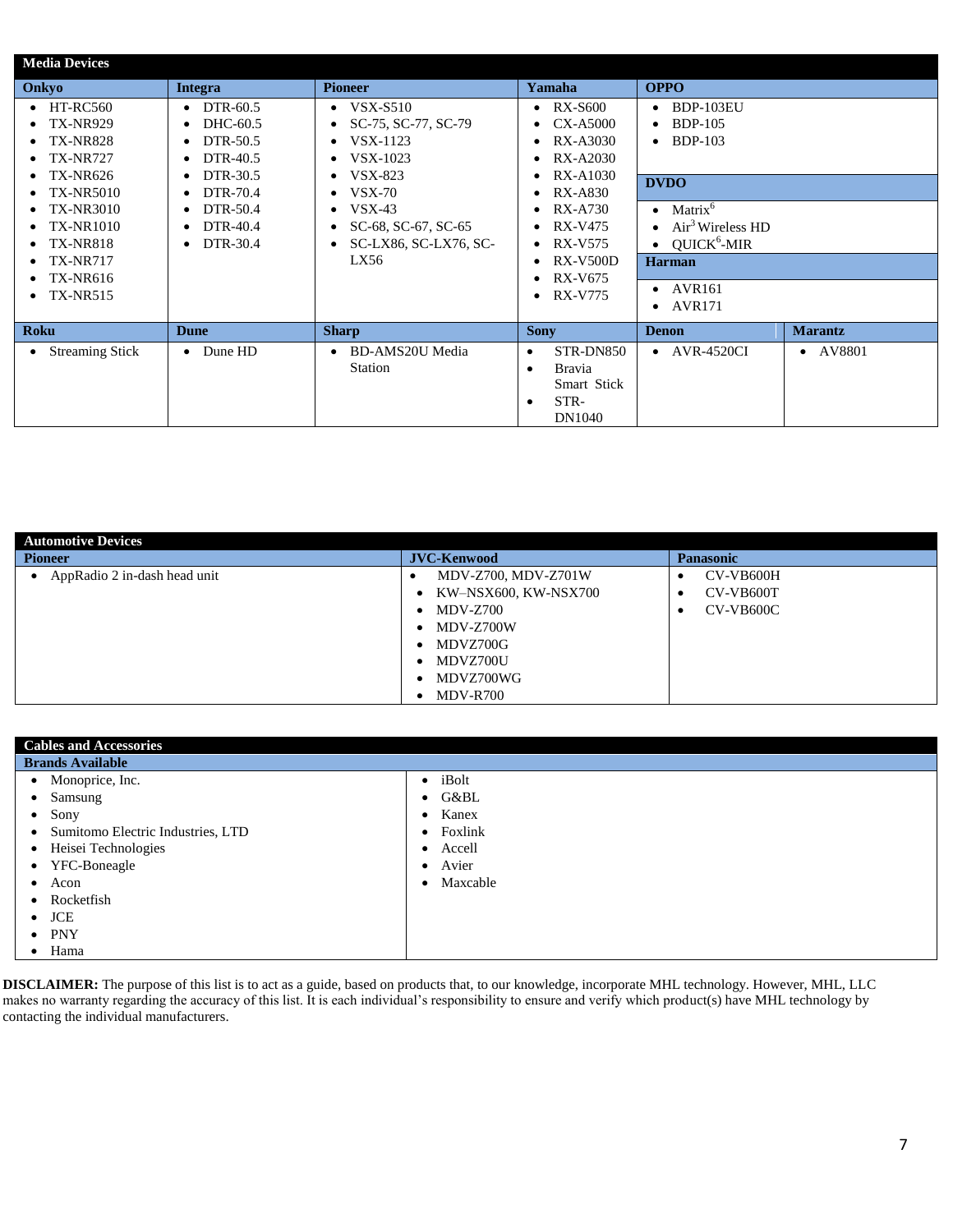## Media Devices

| Onkyo | Integra | Pioneer | Yamaha | OPPO |
|---|---|---|---|---|
| • HT-RC560<br>• TX-NR929<br>• TX-NR828<br>• TX-NR727<br>• TX-NR626<br>• TX-NR5010<br>• TX-NR3010<br>• TX-NR1010<br>• TX-NR818<br>• TX-NR717<br>• TX-NR616<br>• TX-NR515 | • DTR-60.5<br>• DHC-60.5<br>• DTR-50.5<br>• DTR-40.5<br>• DTR-30.5<br>• DTR-70.4<br>• DTR-50.4<br>• DTR-40.4<br>• DTR-30.4 | • VSX-S510<br>• SC-75, SC-77, SC-79<br>• VSX-1123<br>• VSX-1023<br>• VSX-823<br>• VSX-70<br>• VSX-43<br>• SC-68, SC-67, SC-65<br>• SC-LX86, SC-LX76, SC-LX56 | • RX-S600<br>• CX-A5000<br>• RX-A3030<br>• RX-A2030<br>• RX-A1030<br>• RX-A830<br>• RX-A730<br>• RX-V475<br>• RX-V575<br>• RX-V500D<br>• RX-V675<br>• RX-V775 | • BDP-103EU<br>• BDP-105<br>• BDP-103<br><br>**DVDO**<br>• Matrix[6]<br>• Air[3] Wireless HD<br>• QUICK[6]-MIR<br><br>**Harman**<br>• AVR161<br>• AVR171 |

| Roku | Dune | Sharp | Sony | Denon | Marantz |
|---|---|---|---|---|---|
| • Streaming Stick | • Dune HD | • BD-AMS20U Media Station | • STR-DN850<br>• Bravia Smart Stick<br>• STR-DN1040 | • AVR-4520CI | • AV8801 |

## Automotive Devices

| Pioneer | JVC-Kenwood | Panasonic |
|---|---|---|
| • AppRadio 2 in-dash head unit | • MDV-Z700, MDV-Z701W<br>• KW–NSX600, KW-NSX700<br>• MDV-Z700<br>• MDV-Z700W<br>• MDVZ700G<br>• MDVZ700U<br>• MDVZ700WG<br>• MDV-R700 | • CV-VB600H<br>• CV-VB600T<br>• CV-VB600C |

## Cables and Accessories

| Brands Available | |
|---|---|
| • Monoprice, Inc.<br>• Samsung<br>• Sony<br>• Sumitomo Electric Industries, LTD<br>• Heisei Technologies<br>• YFC-Boneagle<br>• Acon<br>• Rocketfish<br>• JCE<br>• PNY<br>• Hama | • iBolt<br>• G&BL<br>• Kanex<br>• Foxlink<br>• Accell<br>• Avier<br>• Maxcable |

**DISCLAIMER:** The purpose of this list is to act as a guide, based on products that, to our knowledge, incorporate MHL technology. However, MHL, LLC makes no warranty regarding the accuracy of this list. It is each individual's responsibility to ensure and verify which product(s) have MHL technology by contacting the individual manufacturers.